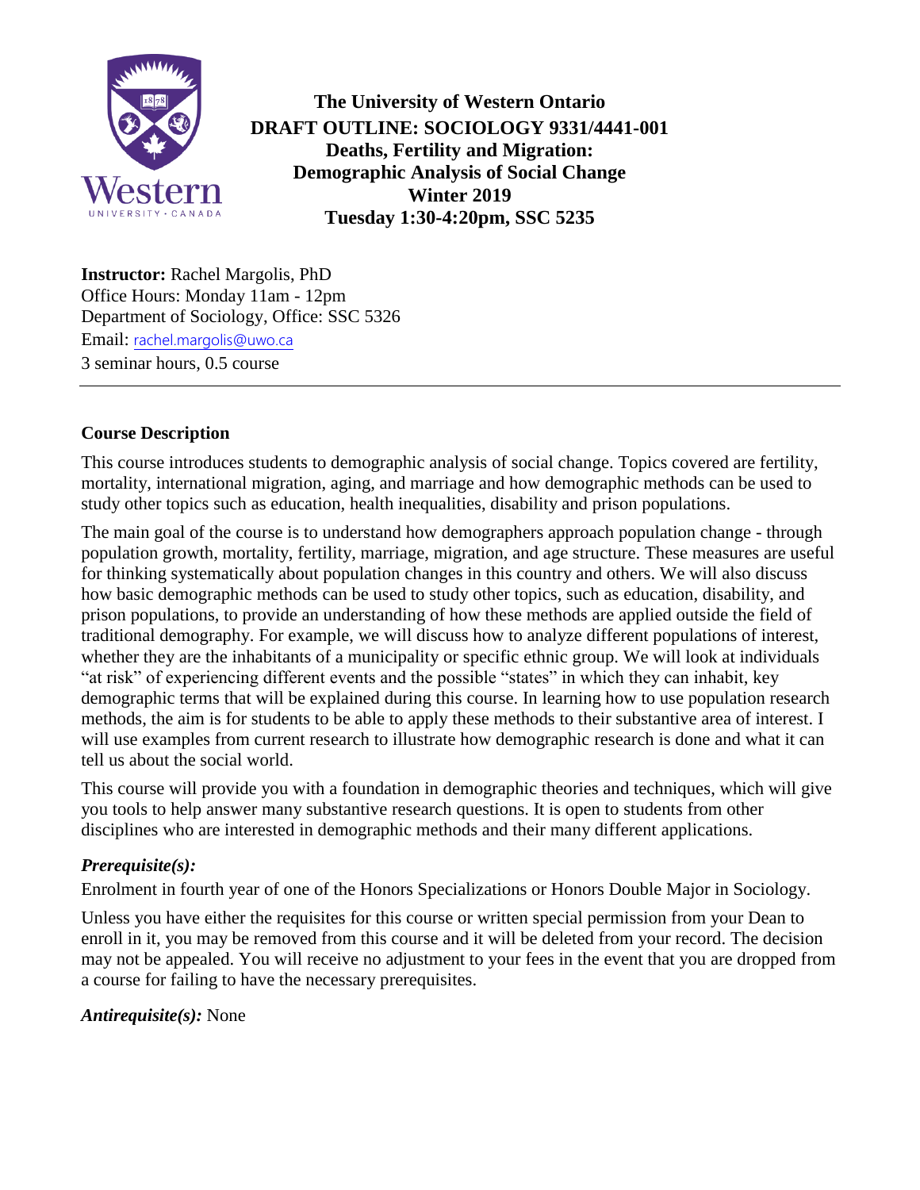# The University of Western Ontario
## DRAFT OUTLINE: SOCIOLOGY 9331/4441-001
## Deaths, Fertility and Migration: Demographic Analysis of Social Change
## Winter 2019
## Tuesday 1:30-4:20pm, SSC 5235

**Instructor:** Rachel Margolis, PhD
Office Hours: Monday 11am - 12pm
Department of Sociology, Office: SSC 5326
Email: rachel.margolis@uwo.ca
3 seminar hours, 0.5 course

---

### Course Description

This course introduces students to demographic analysis of social change. Topics covered are fertility, mortality, international migration, aging, and marriage and how demographic methods can be used to study other topics such as education, health inequalities, disability and prison populations.

The main goal of the course is to understand how demographers approach population change - through population growth, mortality, fertility, marriage, migration, and age structure. These measures are useful for thinking systematically about population changes in this country and others. We will also discuss how basic demographic methods can be used to study other topics, such as education, disability, and prison populations, to provide an understanding of how these methods are applied outside the field of traditional demography. For example, we will discuss how to analyze different populations of interest, whether they are the inhabitants of a municipality or specific ethnic group. We will look at individuals "at risk" of experiencing different events and the possible "states" in which they can inhabit, key demographic terms that will be explained during this course. In learning how to use population research methods, the aim is for students to be able to apply these methods to their substantive area of interest. I will use examples from current research to illustrate how demographic research is done and what it can tell us about the social world.

This course will provide you with a foundation in demographic theories and techniques, which will give you tools to help answer many substantive research questions. It is open to students from other disciplines who are interested in demographic methods and their many different applications.

### *Prerequisite(s):*

Enrolment in fourth year of one of the Honors Specializations or Honors Double Major in Sociology.

Unless you have either the requisites for this course or written special permission from your Dean to enroll in it, you may be removed from this course and it will be deleted from your record. The decision may not be appealed. You will receive no adjustment to your fees in the event that you are dropped from a course for failing to have the necessary prerequisites.

***Antirequisite(s):*** None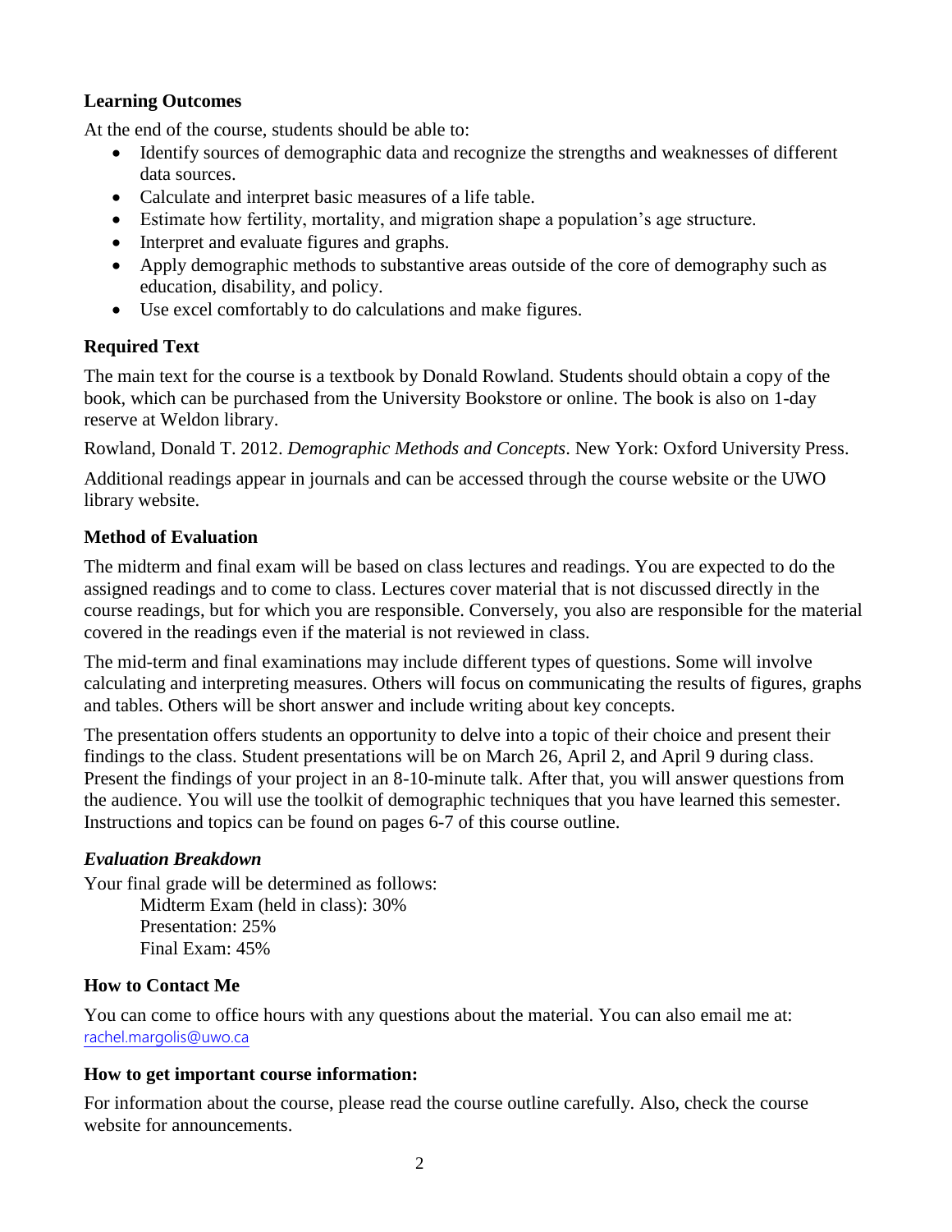### Learning Outcomes

At the end of the course, students should be able to:

- Identify sources of demographic data and recognize the strengths and weaknesses of different data sources.
- Calculate and interpret basic measures of a life table.
- Estimate how fertility, mortality, and migration shape a population's age structure.
- Interpret and evaluate figures and graphs.
- Apply demographic methods to substantive areas outside of the core of demography such as education, disability, and policy.
- Use excel comfortably to do calculations and make figures.

### Required Text

The main text for the course is a textbook by Donald Rowland. Students should obtain a copy of the book, which can be purchased from the University Bookstore or online. The book is also on 1-day reserve at Weldon library.

Rowland, Donald T. 2012. *Demographic Methods and Concepts*. New York: Oxford University Press.

Additional readings appear in journals and can be accessed through the course website or the UWO library website.

### Method of Evaluation

The midterm and final exam will be based on class lectures and readings. You are expected to do the assigned readings and to come to class. Lectures cover material that is not discussed directly in the course readings, but for which you are responsible. Conversely, you also are responsible for the material covered in the readings even if the material is not reviewed in class.

The mid-term and final examinations may include different types of questions. Some will involve calculating and interpreting measures. Others will focus on communicating the results of figures, graphs and tables. Others will be short answer and include writing about key concepts.

The presentation offers students an opportunity to delve into a topic of their choice and present their findings to the class. Student presentations will be on March 26, April 2, and April 9 during class. Present the findings of your project in an 8-10-minute talk. After that, you will answer questions from the audience. You will use the toolkit of demographic techniques that you have learned this semester. Instructions and topics can be found on pages 6-7 of this course outline.

#### *Evaluation Breakdown*

Your final grade will be determined as follows:

Midterm Exam (held in class): 30%
Presentation: 25%
Final Exam: 45%

### How to Contact Me

You can come to office hours with any questions about the material. You can also email me at: rachel.margolis@uwo.ca

### How to get important course information:

For information about the course, please read the course outline carefully. Also, check the course website for announcements.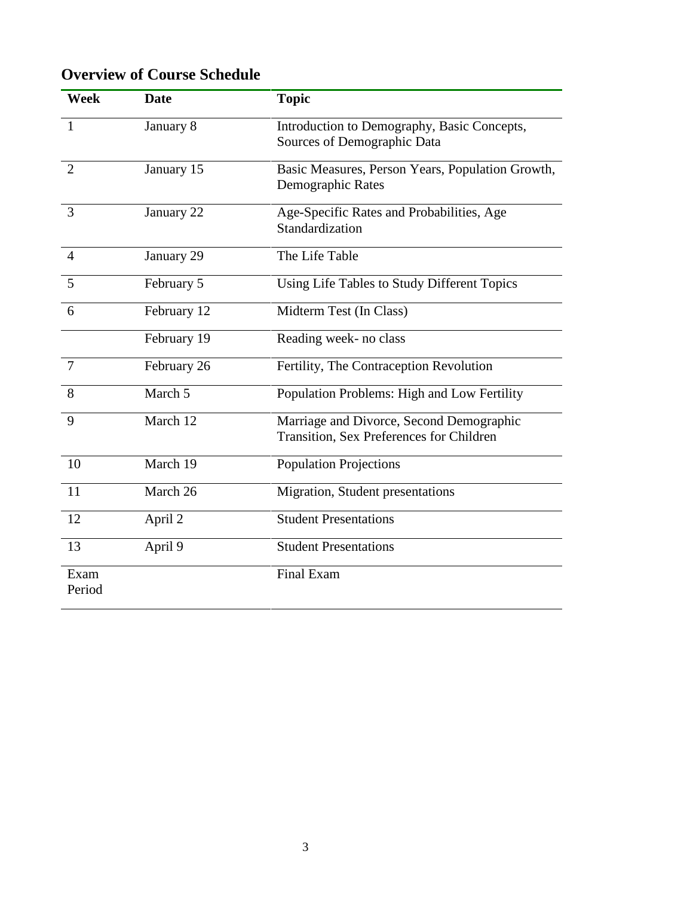## Overview of Course Schedule

| Week | Date | Topic |
|---|---|---|
| 1 | January 8 | Introduction to Demography, Basic Concepts, Sources of Demographic Data |
| 2 | January 15 | Basic Measures, Person Years, Population Growth, Demographic Rates |
| 3 | January 22 | Age-Specific Rates and Probabilities, Age Standardization |
| 4 | January 29 | The Life Table |
| 5 | February 5 | Using Life Tables to Study Different Topics |
| 6 | February 12 | Midterm Test (In Class) |
| | February 19 | Reading week- no class |
| 7 | February 26 | Fertility, The Contraception Revolution |
| 8 | March 5 | Population Problems: High and Low Fertility |
| 9 | March 12 | Marriage and Divorce, Second Demographic Transition, Sex Preferences for Children |
| 10 | March 19 | Population Projections |
| 11 | March 26 | Migration, Student presentations |
| 12 | April 2 | Student Presentations |
| 13 | April 9 | Student Presentations |
| Exam Period | | Final Exam |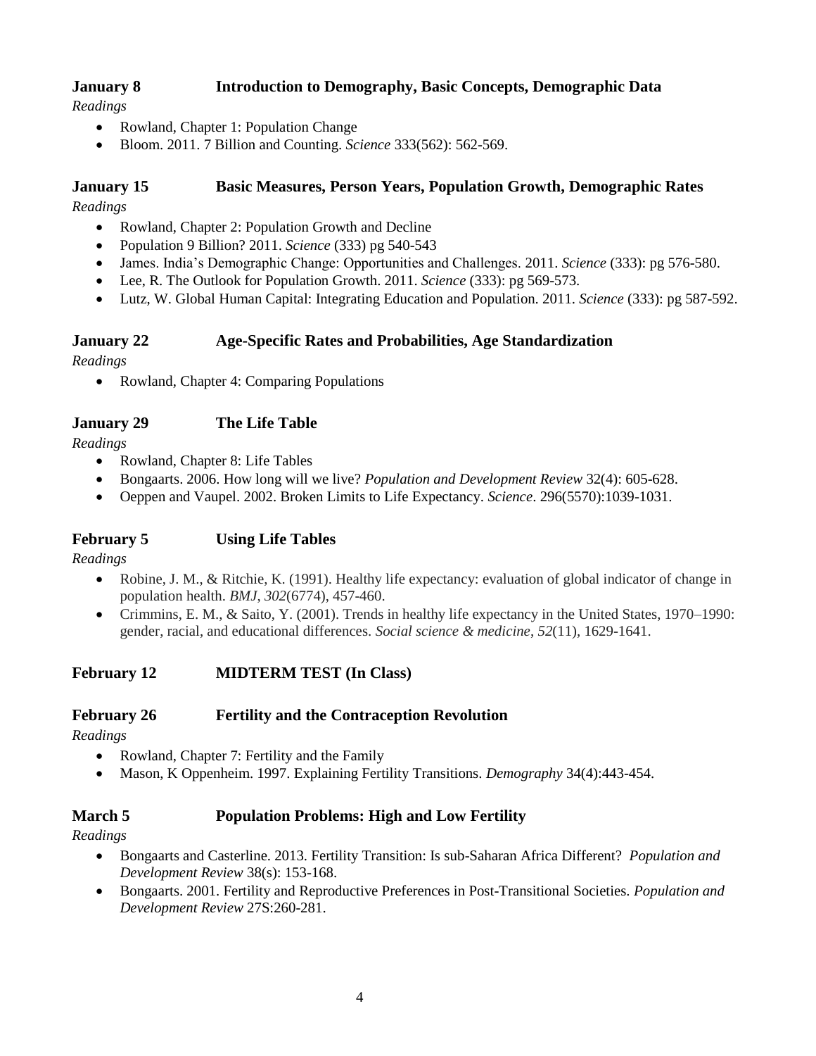### January 8 Introduction to Demography, Basic Concepts, Demographic Data

*Readings*

- Rowland, Chapter 1: Population Change
- Bloom. 2011. 7 Billion and Counting. *Science* 333(562): 562-569.

### January 15 Basic Measures, Person Years, Population Growth, Demographic Rates

*Readings*

- Rowland, Chapter 2: Population Growth and Decline
- Population 9 Billion? 2011. *Science* (333) pg 540-543
- James. India's Demographic Change: Opportunities and Challenges. 2011. *Science* (333): pg 576-580.
- Lee, R. The Outlook for Population Growth. 2011. *Science* (333): pg 569-573.
- Lutz, W. Global Human Capital: Integrating Education and Population. 2011. *Science* (333): pg 587-592.

### January 22 Age-Specific Rates and Probabilities, Age Standardization

*Readings*

- Rowland, Chapter 4: Comparing Populations

### January 29 The Life Table

*Readings*

- Rowland, Chapter 8: Life Tables
- Bongaarts. 2006. How long will we live? *Population and Development Review* 32(4): 605-628.
- Oeppen and Vaupel. 2002. Broken Limits to Life Expectancy. *Science*. 296(5570):1039-1031.

### February 5 Using Life Tables

*Readings*

- Robine, J. M., & Ritchie, K. (1991). Healthy life expectancy: evaluation of global indicator of change in population health. *BMJ*, *302*(6774), 457-460.
- Crimmins, E. M., & Saito, Y. (2001). Trends in healthy life expectancy in the United States, 1970–1990: gender, racial, and educational differences. *Social science & medicine*, *52*(11), 1629-1641.

### February 12 MIDTERM TEST (In Class)

### February 26 Fertility and the Contraception Revolution

*Readings*

- Rowland, Chapter 7: Fertility and the Family
- Mason, K Oppenheim. 1997. Explaining Fertility Transitions. *Demography* 34(4):443-454.

### March 5 Population Problems: High and Low Fertility

*Readings*

- Bongaarts and Casterline. 2013. Fertility Transition: Is sub-Saharan Africa Different? *Population and Development Review* 38(s): 153-168.
- Bongaarts. 2001. Fertility and Reproductive Preferences in Post-Transitional Societies. *Population and Development Review* 27S:260-281.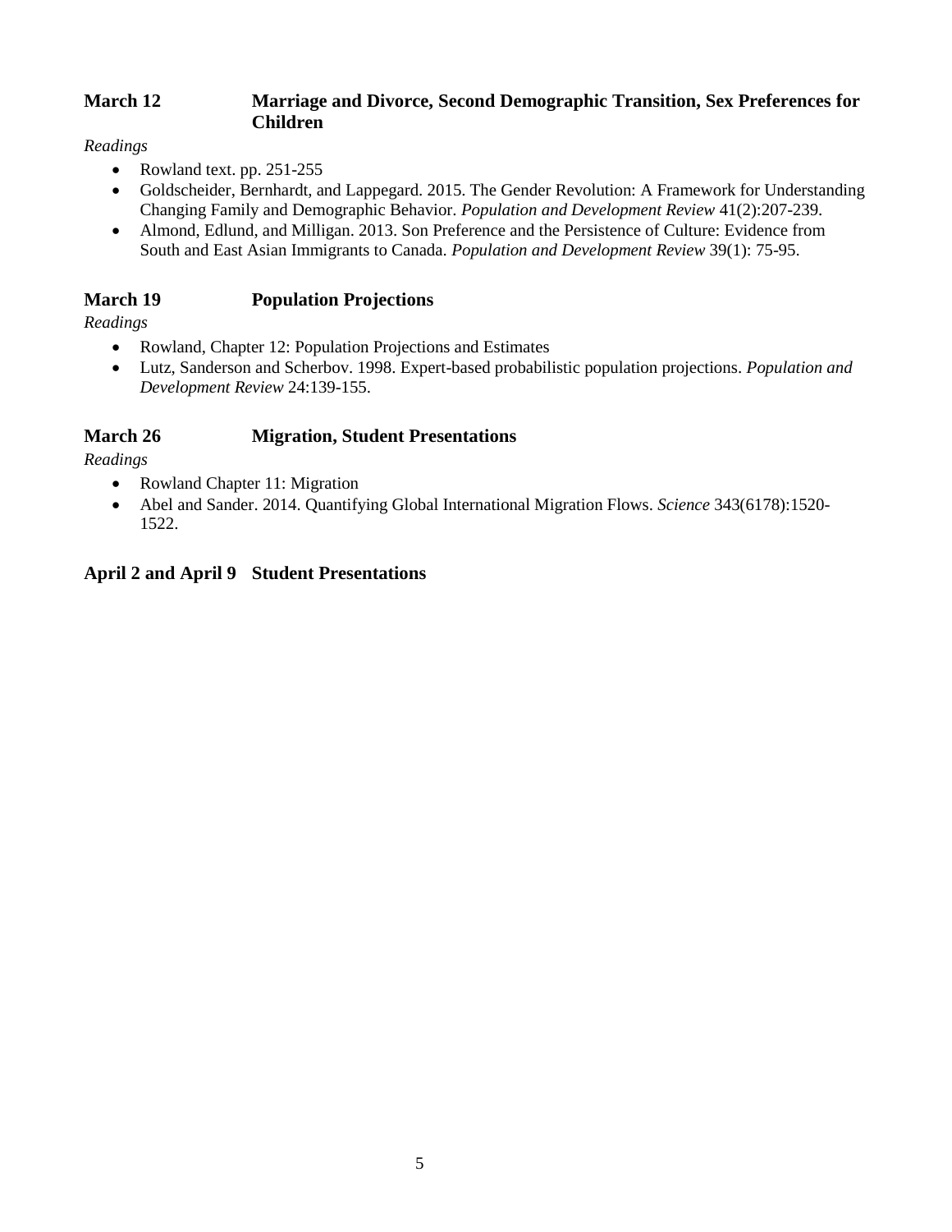### March 12 Marriage and Divorce, Second Demographic Transition, Sex Preferences for Children

*Readings*

- Rowland text. pp. 251-255
- Goldscheider, Bernhardt, and Lappegard. 2015. The Gender Revolution: A Framework for Understanding Changing Family and Demographic Behavior. *Population and Development Review* 41(2):207-239.
- Almond, Edlund, and Milligan. 2013. Son Preference and the Persistence of Culture: Evidence from South and East Asian Immigrants to Canada. *Population and Development Review* 39(1): 75-95.

### March 19 Population Projections

*Readings*

- Rowland, Chapter 12: Population Projections and Estimates
- Lutz, Sanderson and Scherbov. 1998. Expert-based probabilistic population projections. *Population and Development Review* 24:139-155.

### March 26 Migration, Student Presentations

*Readings*

- Rowland Chapter 11: Migration
- Abel and Sander. 2014. Quantifying Global International Migration Flows. *Science* 343(6178):1520-1522.

### April 2 and April 9 Student Presentations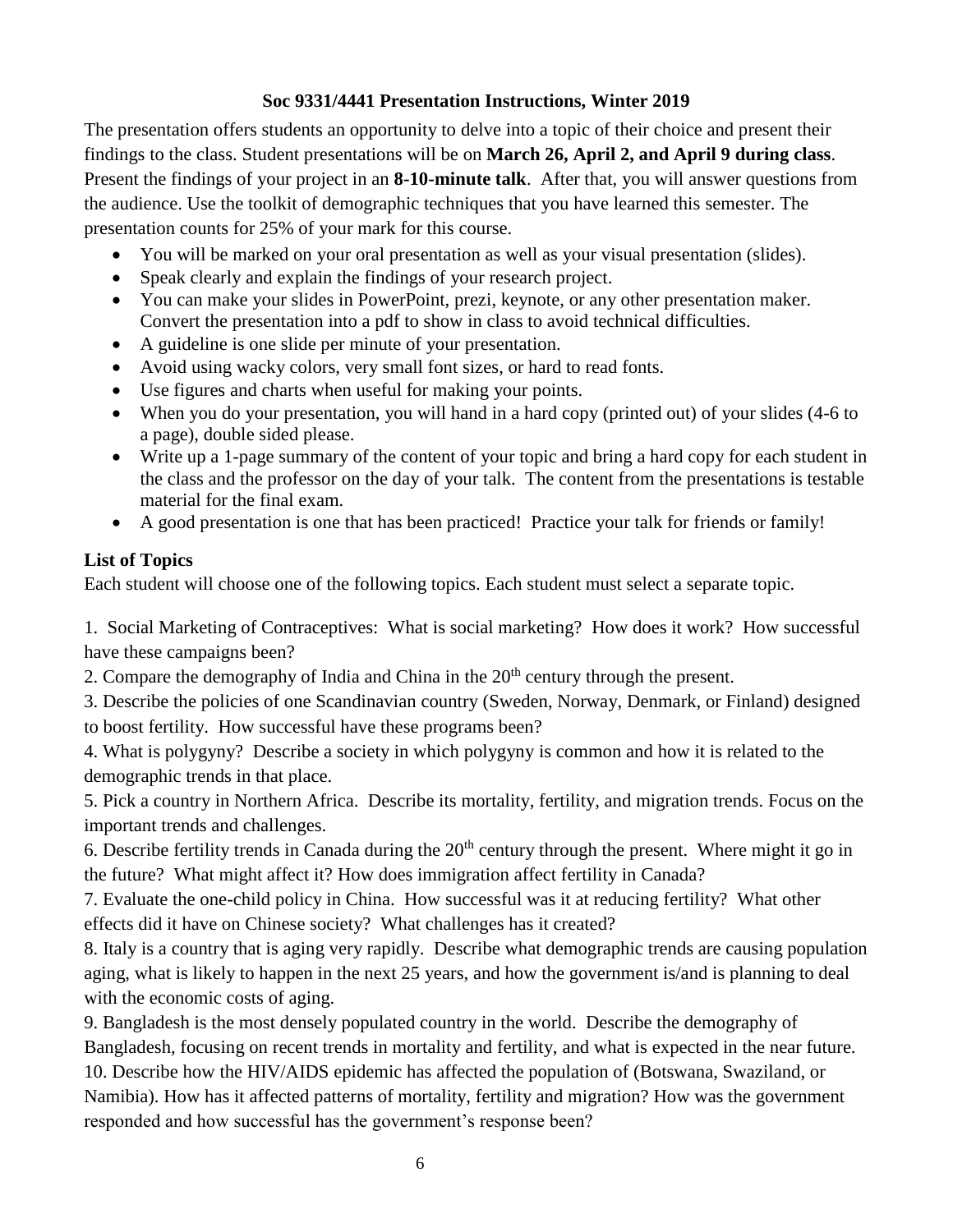**Soc 9331/4441 Presentation Instructions, Winter 2019**

The presentation offers students an opportunity to delve into a topic of their choice and present their findings to the class. Student presentations will be on **March 26, April 2, and April 9 during class**. Present the findings of your project in an **8-10-minute talk**. After that, you will answer questions from the audience. Use the toolkit of demographic techniques that you have learned this semester. The presentation counts for 25% of your mark for this course.

- You will be marked on your oral presentation as well as your visual presentation (slides).
- Speak clearly and explain the findings of your research project.
- You can make your slides in PowerPoint, prezi, keynote, or any other presentation maker. Convert the presentation into a pdf to show in class to avoid technical difficulties.
- A guideline is one slide per minute of your presentation.
- Avoid using wacky colors, very small font sizes, or hard to read fonts.
- Use figures and charts when useful for making your points.
- When you do your presentation, you will hand in a hard copy (printed out) of your slides (4-6 to a page), double sided please.
- Write up a 1-page summary of the content of your topic and bring a hard copy for each student in the class and the professor on the day of your talk. The content from the presentations is testable material for the final exam.
- A good presentation is one that has been practiced! Practice your talk for friends or family!

**List of Topics**

Each student will choose one of the following topics. Each student must select a separate topic.

1. Social Marketing of Contraceptives: What is social marketing? How does it work? How successful have these campaigns been?
2. Compare the demography of India and China in the 20th century through the present.
3. Describe the policies of one Scandinavian country (Sweden, Norway, Denmark, or Finland) designed to boost fertility. How successful have these programs been?
4. What is polygyny? Describe a society in which polygyny is common and how it is related to the demographic trends in that place.
5. Pick a country in Northern Africa. Describe its mortality, fertility, and migration trends. Focus on the important trends and challenges.
6. Describe fertility trends in Canada during the 20th century through the present. Where might it go in the future? What might affect it? How does immigration affect fertility in Canada?
7. Evaluate the one-child policy in China. How successful was it at reducing fertility? What other effects did it have on Chinese society? What challenges has it created?
8. Italy is a country that is aging very rapidly. Describe what demographic trends are causing population aging, what is likely to happen in the next 25 years, and how the government is/and is planning to deal with the economic costs of aging.
9. Bangladesh is the most densely populated country in the world. Describe the demography of Bangladesh, focusing on recent trends in mortality and fertility, and what is expected in the near future.
10. Describe how the HIV/AIDS epidemic has affected the population of (Botswana, Swaziland, or Namibia). How has it affected patterns of mortality, fertility and migration? How was the government responded and how successful has the government's response been?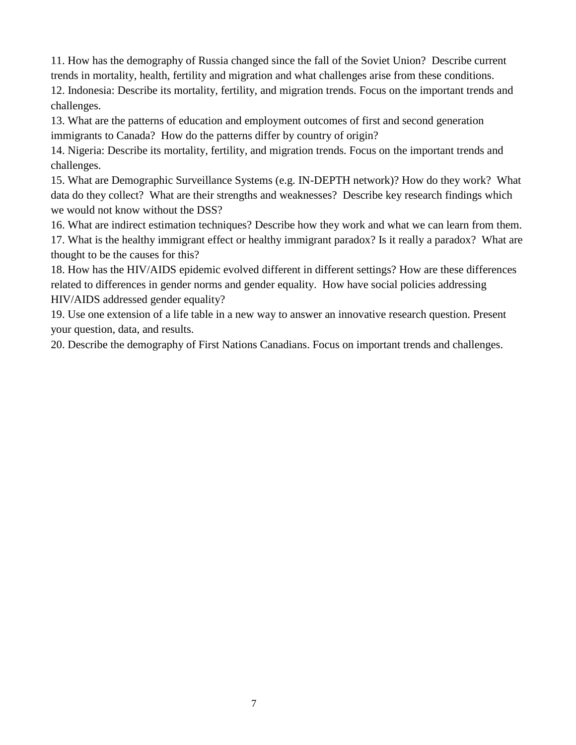11. How has the demography of Russia changed since the fall of the Soviet Union? Describe current trends in mortality, health, fertility and migration and what challenges arise from these conditions.
12. Indonesia: Describe its mortality, fertility, and migration trends. Focus on the important trends and challenges.
13. What are the patterns of education and employment outcomes of first and second generation immigrants to Canada? How do the patterns differ by country of origin?
14. Nigeria: Describe its mortality, fertility, and migration trends. Focus on the important trends and challenges.
15. What are Demographic Surveillance Systems (e.g. IN-DEPTH network)? How do they work? What data do they collect? What are their strengths and weaknesses? Describe key research findings which we would not know without the DSS?
16. What are indirect estimation techniques? Describe how they work and what we can learn from them.
17. What is the healthy immigrant effect or healthy immigrant paradox? Is it really a paradox? What are thought to be the causes for this?
18. How has the HIV/AIDS epidemic evolved different in different settings? How are these differences related to differences in gender norms and gender equality. How have social policies addressing HIV/AIDS addressed gender equality?
19. Use one extension of a life table in a new way to answer an innovative research question. Present your question, data, and results.
20. Describe the demography of First Nations Canadians. Focus on important trends and challenges.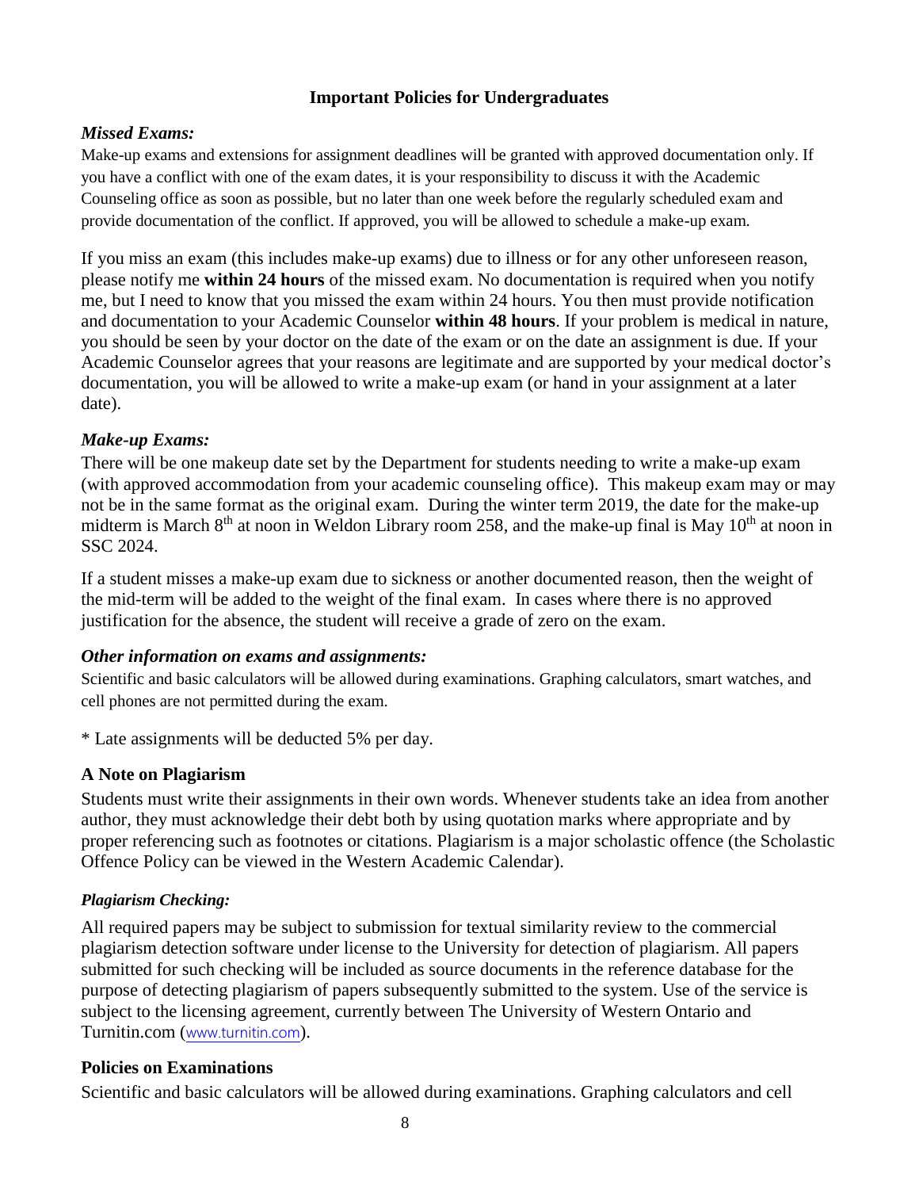## Important Policies for Undergraduates

### *Missed Exams:*

Make-up exams and extensions for assignment deadlines will be granted with approved documentation only. If you have a conflict with one of the exam dates, it is your responsibility to discuss it with the Academic Counseling office as soon as possible, but no later than one week before the regularly scheduled exam and provide documentation of the conflict. If approved, you will be allowed to schedule a make-up exam.

If you miss an exam (this includes make-up exams) due to illness or for any other unforeseen reason, please notify me **within 24 hours** of the missed exam. No documentation is required when you notify me, but I need to know that you missed the exam within 24 hours. You then must provide notification and documentation to your Academic Counselor **within 48 hours**. If your problem is medical in nature, you should be seen by your doctor on the date of the exam or on the date an assignment is due. If your Academic Counselor agrees that your reasons are legitimate and are supported by your medical doctor's documentation, you will be allowed to write a make-up exam (or hand in your assignment at a later date).

### *Make-up Exams:*

There will be one makeup date set by the Department for students needing to write a make-up exam (with approved accommodation from your academic counseling office). This makeup exam may or may not be in the same format as the original exam. During the winter term 2019, the date for the make-up midterm is March 8th at noon in Weldon Library room 258, and the make-up final is May 10th at noon in SSC 2024.

If a student misses a make-up exam due to sickness or another documented reason, then the weight of the mid-term will be added to the weight of the final exam. In cases where there is no approved justification for the absence, the student will receive a grade of zero on the exam.

### *Other information on exams and assignments:*

Scientific and basic calculators will be allowed during examinations. Graphing calculators, smart watches, and cell phones are not permitted during the exam.

* Late assignments will be deducted 5% per day.

### A Note on Plagiarism

Students must write their assignments in their own words. Whenever students take an idea from another author, they must acknowledge their debt both by using quotation marks where appropriate and by proper referencing such as footnotes or citations. Plagiarism is a major scholastic offence (the Scholastic Offence Policy can be viewed in the Western Academic Calendar).

#### *Plagiarism Checking:*

All required papers may be subject to submission for textual similarity review to the commercial plagiarism detection software under license to the University for detection of plagiarism. All papers submitted for such checking will be included as source documents in the reference database for the purpose of detecting plagiarism of papers subsequently submitted to the system. Use of the service is subject to the licensing agreement, currently between The University of Western Ontario and Turnitin.com (www.turnitin.com).

### Policies on Examinations

Scientific and basic calculators will be allowed during examinations. Graphing calculators and cell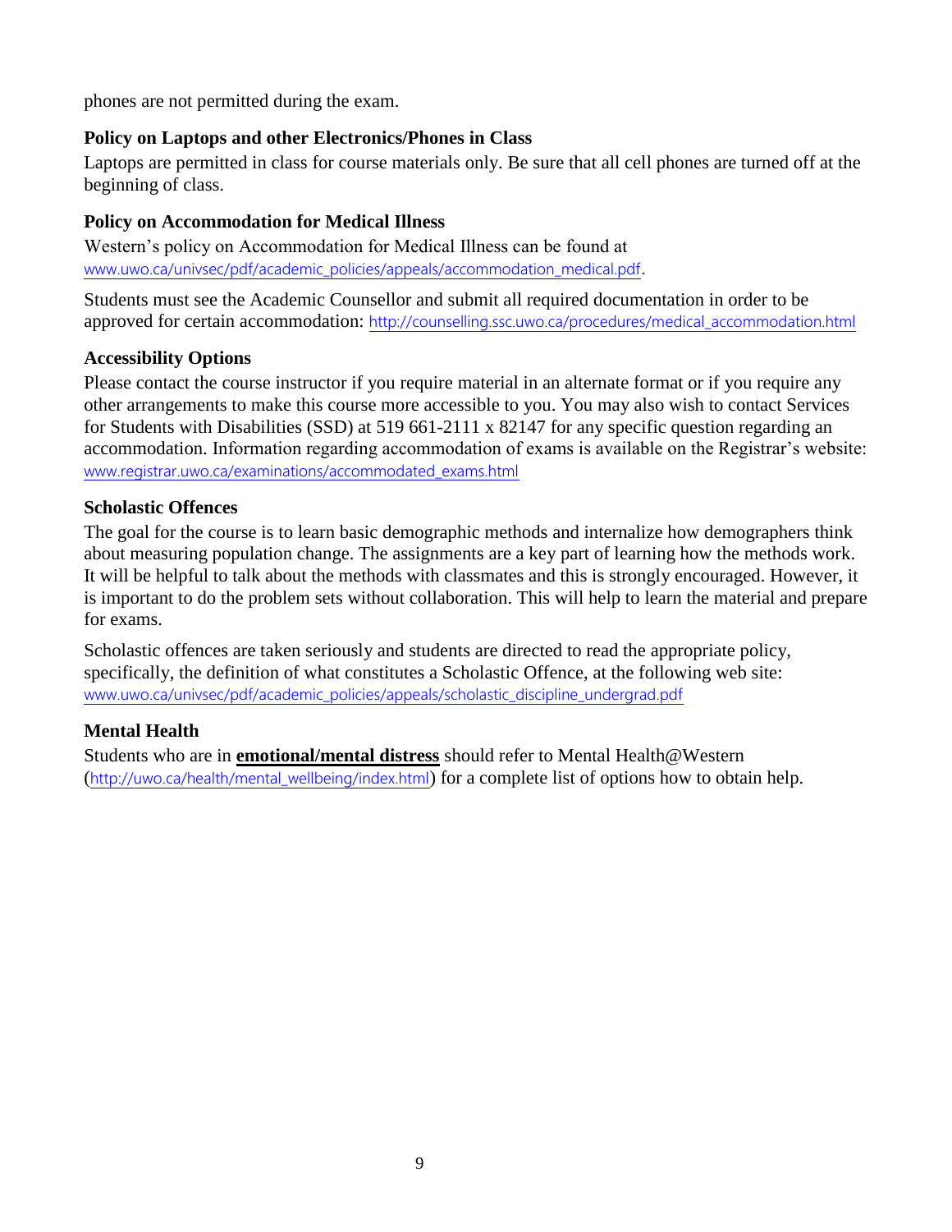phones are not permitted during the exam.

**Policy on Laptops and other Electronics/Phones in Class**

Laptops are permitted in class for course materials only. Be sure that all cell phones are turned off at the beginning of class.

**Policy on Accommodation for Medical Illness**

Western's policy on Accommodation for Medical Illness can be found at www.uwo.ca/univsec/pdf/academic_policies/appeals/accommodation_medical.pdf.

Students must see the Academic Counsellor and submit all required documentation in order to be approved for certain accommodation: http://counselling.ssc.uwo.ca/procedures/medical_accommodation.html

**Accessibility Options**

Please contact the course instructor if you require material in an alternate format or if you require any other arrangements to make this course more accessible to you. You may also wish to contact Services for Students with Disabilities (SSD) at 519 661-2111 x 82147 for any specific question regarding an accommodation. Information regarding accommodation of exams is available on the Registrar's website: www.registrar.uwo.ca/examinations/accommodated_exams.html

**Scholastic Offences**

The goal for the course is to learn basic demographic methods and internalize how demographers think about measuring population change. The assignments are a key part of learning how the methods work. It will be helpful to talk about the methods with classmates and this is strongly encouraged. However, it is important to do the problem sets without collaboration. This will help to learn the material and prepare for exams.

Scholastic offences are taken seriously and students are directed to read the appropriate policy, specifically, the definition of what constitutes a Scholastic Offence, at the following web site: www.uwo.ca/univsec/pdf/academic_policies/appeals/scholastic_discipline_undergrad.pdf

**Mental Health**

Students who are in **emotional/mental distress** should refer to Mental Health@Western (http://uwo.ca/health/mental_wellbeing/index.html) for a complete list of options how to obtain help.